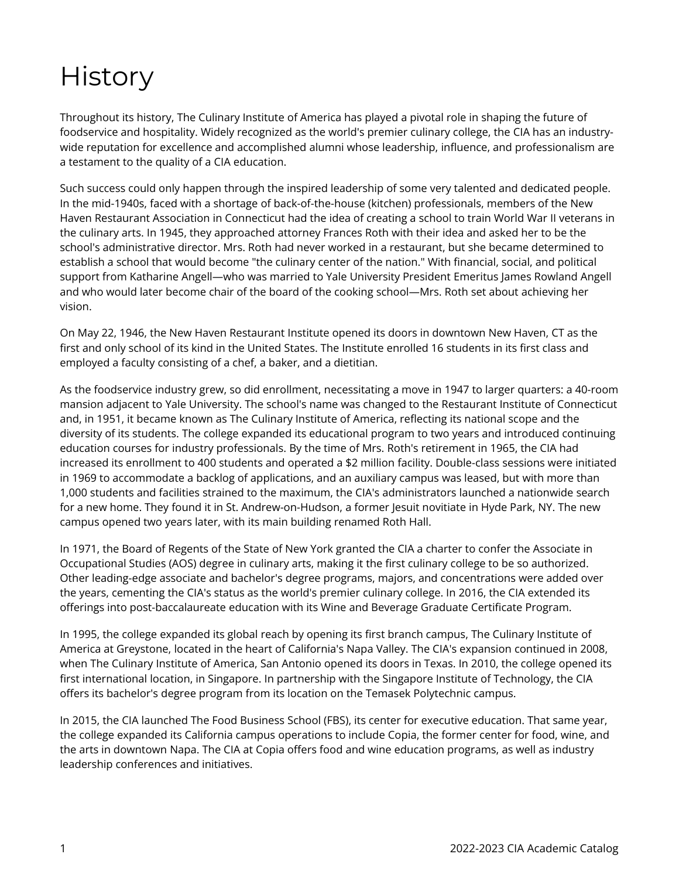# History

Throughout its history, The Culinary Institute of America has played a pivotal role in shaping the future of foodservice and hospitality. Widely recognized as the world's premier culinary college, the CIA has an industry-wide reputation for excellence and accomplished alumni whose leadership, influence, and professionalism are a testament to the quality of a CIA education.

Such success could only happen through the inspired leadership of some very talented and dedicated people. In the mid-1940s, faced with a shortage of back-of-the-house (kitchen) professionals, members of the New Haven Restaurant Association in Connecticut had the idea of creating a school to train World War II veterans in the culinary arts. In 1945, they approached attorney Frances Roth with their idea and asked her to be the school's administrative director. Mrs. Roth had never worked in a restaurant, but she became determined to establish a school that would become "the culinary center of the nation." With financial, social, and political support from Katharine Angell—who was married to Yale University President Emeritus James Rowland Angell and who would later become chair of the board of the cooking school—Mrs. Roth set about achieving her vision.

On May 22, 1946, the New Haven Restaurant Institute opened its doors in downtown New Haven, CT as the first and only school of its kind in the United States. The Institute enrolled 16 students in its first class and employed a faculty consisting of a chef, a baker, and a dietitian.

As the foodservice industry grew, so did enrollment, necessitating a move in 1947 to larger quarters: a 40-room mansion adjacent to Yale University. The school's name was changed to the Restaurant Institute of Connecticut and, in 1951, it became known as The Culinary Institute of America, reflecting its national scope and the diversity of its students. The college expanded its educational program to two years and introduced continuing education courses for industry professionals. By the time of Mrs. Roth's retirement in 1965, the CIA had increased its enrollment to 400 students and operated a $2 million facility. Double-class sessions were initiated in 1969 to accommodate a backlog of applications, and an auxiliary campus was leased, but with more than 1,000 students and facilities strained to the maximum, the CIA's administrators launched a nationwide search for a new home. They found it in St. Andrew-on-Hudson, a former Jesuit novitiate in Hyde Park, NY. The new campus opened two years later, with its main building renamed Roth Hall.

In 1971, the Board of Regents of the State of New York granted the CIA a charter to confer the Associate in Occupational Studies (AOS) degree in culinary arts, making it the first culinary college to be so authorized. Other leading-edge associate and bachelor's degree programs, majors, and concentrations were added over the years, cementing the CIA's status as the world's premier culinary college. In 2016, the CIA extended its offerings into post-baccalaureate education with its Wine and Beverage Graduate Certificate Program.

In 1995, the college expanded its global reach by opening its first branch campus, The Culinary Institute of America at Greystone, located in the heart of California's Napa Valley. The CIA's expansion continued in 2008, when The Culinary Institute of America, San Antonio opened its doors in Texas. In 2010, the college opened its first international location, in Singapore. In partnership with the Singapore Institute of Technology, the CIA offers its bachelor's degree program from its location on the Temasek Polytechnic campus.

In 2015, the CIA launched The Food Business School (FBS), its center for executive education. That same year, the college expanded its California campus operations to include Copia, the former center for food, wine, and the arts in downtown Napa. The CIA at Copia offers food and wine education programs, as well as industry leadership conferences and initiatives.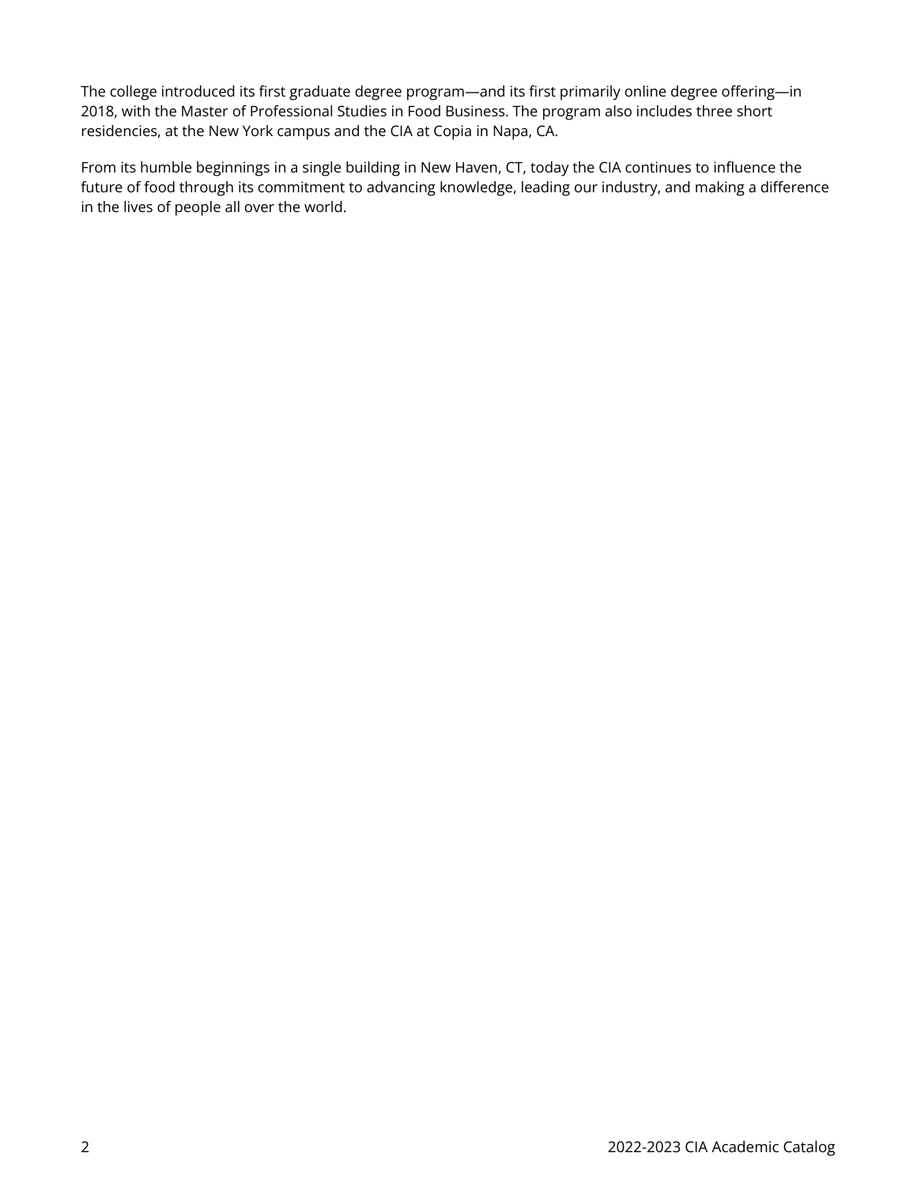The college introduced its first graduate degree program—and its first primarily online degree offering—in 2018, with the Master of Professional Studies in Food Business. The program also includes three short residencies, at the New York campus and the CIA at Copia in Napa, CA.

From its humble beginnings in a single building in New Haven, CT, today the CIA continues to influence the future of food through its commitment to advancing knowledge, leading our industry, and making a difference in the lives of people all over the world.